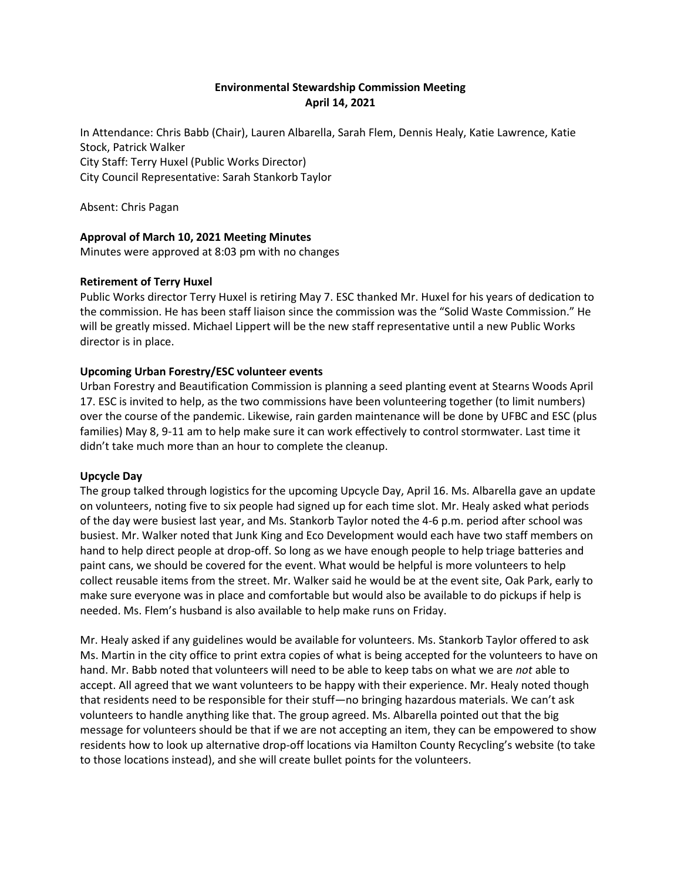# Environmental Stewardship Commission Meeting
## April 14, 2021

In Attendance: Chris Babb (Chair), Lauren Albarella, Sarah Flem, Dennis Healy, Katie Lawrence, Katie Stock, Patrick Walker
City Staff: Terry Huxel (Public Works Director)
City Council Representative: Sarah Stankorb Taylor

Absent: Chris Pagan

**Approval of March 10, 2021 Meeting Minutes**
Minutes were approved at 8:03 pm with no changes

**Retirement of Terry Huxel**
Public Works director Terry Huxel is retiring May 7. ESC thanked Mr. Huxel for his years of dedication to the commission. He has been staff liaison since the commission was the "Solid Waste Commission." He will be greatly missed. Michael Lippert will be the new staff representative until a new Public Works director is in place.

**Upcoming Urban Forestry/ESC volunteer events**
Urban Forestry and Beautification Commission is planning a seed planting event at Stearns Woods April 17. ESC is invited to help, as the two commissions have been volunteering together (to limit numbers) over the course of the pandemic. Likewise, rain garden maintenance will be done by UFBC and ESC (plus families) May 8, 9-11 am to help make sure it can work effectively to control stormwater. Last time it didn't take much more than an hour to complete the cleanup.

**Upcycle Day**
The group talked through logistics for the upcoming Upcycle Day, April 16. Ms. Albarella gave an update on volunteers, noting five to six people had signed up for each time slot. Mr. Healy asked what periods of the day were busiest last year, and Ms. Stankorb Taylor noted the 4-6 p.m. period after school was busiest. Mr. Walker noted that Junk King and Eco Development would each have two staff members on hand to help direct people at drop-off. So long as we have enough people to help triage batteries and paint cans, we should be covered for the event. What would be helpful is more volunteers to help collect reusable items from the street. Mr. Walker said he would be at the event site, Oak Park, early to make sure everyone was in place and comfortable but would also be available to do pickups if help is needed. Ms. Flem's husband is also available to help make runs on Friday.

Mr. Healy asked if any guidelines would be available for volunteers. Ms. Stankorb Taylor offered to ask Ms. Martin in the city office to print extra copies of what is being accepted for the volunteers to have on hand. Mr. Babb noted that volunteers will need to be able to keep tabs on what we are *not* able to accept. All agreed that we want volunteers to be happy with their experience. Mr. Healy noted though that residents need to be responsible for their stuff—no bringing hazardous materials. We can't ask volunteers to handle anything like that. The group agreed. Ms. Albarella pointed out that the big message for volunteers should be that if we are not accepting an item, they can be empowered to show residents how to look up alternative drop-off locations via Hamilton County Recycling's website (to take to those locations instead), and she will create bullet points for the volunteers.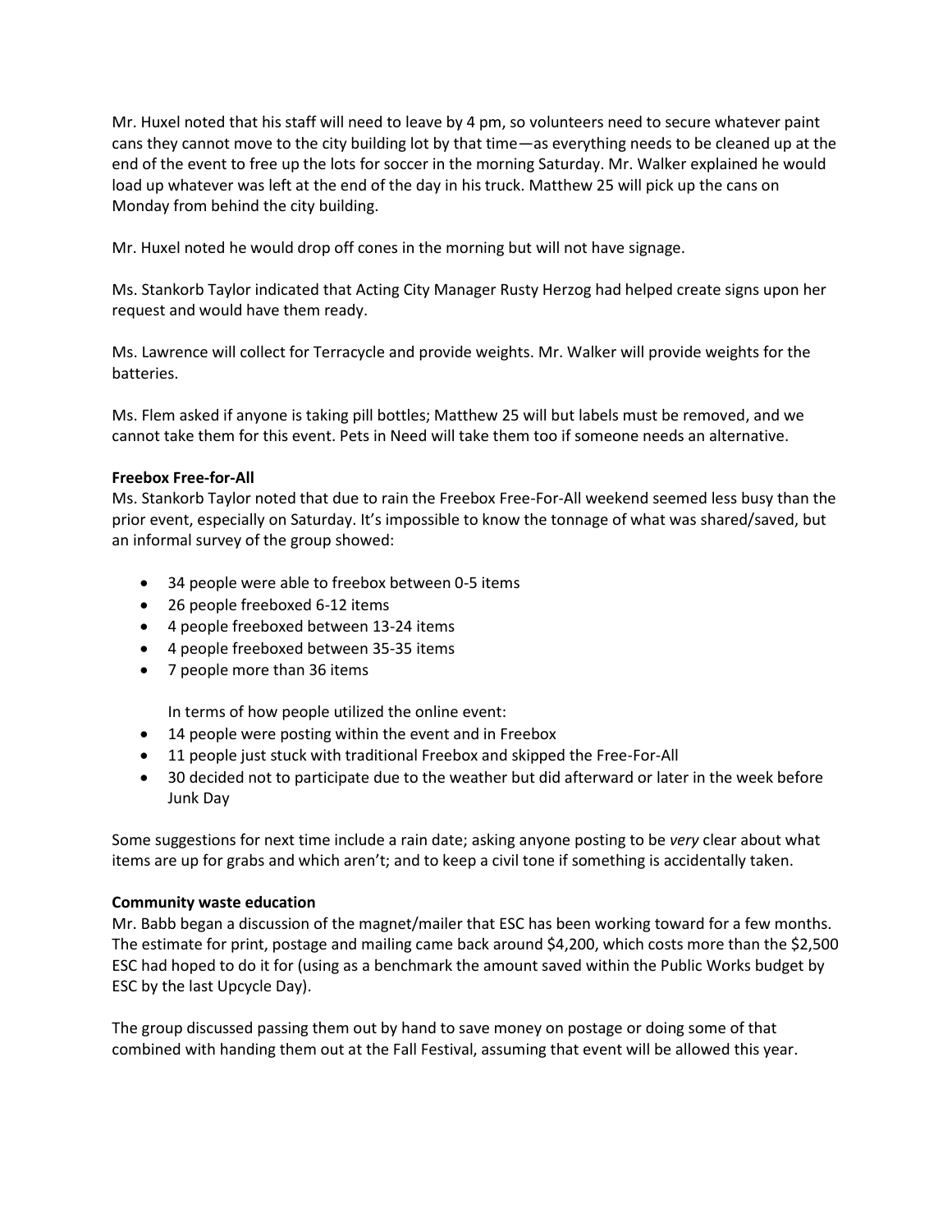Mr. Huxel noted that his staff will need to leave by 4 pm, so volunteers need to secure whatever paint cans they cannot move to the city building lot by that time—as everything needs to be cleaned up at the end of the event to free up the lots for soccer in the morning Saturday. Mr. Walker explained he would load up whatever was left at the end of the day in his truck. Matthew 25 will pick up the cans on Monday from behind the city building.

Mr. Huxel noted he would drop off cones in the morning but will not have signage.

Ms. Stankorb Taylor indicated that Acting City Manager Rusty Herzog had helped create signs upon her request and would have them ready.

Ms. Lawrence will collect for Terracycle and provide weights. Mr. Walker will provide weights for the batteries.

Ms. Flem asked if anyone is taking pill bottles; Matthew 25 will but labels must be removed, and we cannot take them for this event. Pets in Need will take them too if someone needs an alternative.

**Freebox Free-for-All**

Ms. Stankorb Taylor noted that due to rain the Freebox Free-For-All weekend seemed less busy than the prior event, especially on Saturday. It's impossible to know the tonnage of what was shared/saved, but an informal survey of the group showed:

- 34 people were able to freebox between 0-5 items
- 26 people freeboxed 6-12 items
- 4 people freeboxed between 13-24 items
- 4 people freeboxed between 35-35 items
- 7 people more than 36 items

In terms of how people utilized the online event:

- 14 people were posting within the event and in Freebox
- 11 people just stuck with traditional Freebox and skipped the Free-For-All
- 30 decided not to participate due to the weather but did afterward or later in the week before Junk Day

Some suggestions for next time include a rain date; asking anyone posting to be *very* clear about what items are up for grabs and which aren't; and to keep a civil tone if something is accidentally taken.

**Community waste education**

Mr. Babb began a discussion of the magnet/mailer that ESC has been working toward for a few months. The estimate for print, postage and mailing came back around $4,200, which costs more than the $2,500 ESC had hoped to do it for (using as a benchmark the amount saved within the Public Works budget by ESC by the last Upcycle Day).

The group discussed passing them out by hand to save money on postage or doing some of that combined with handing them out at the Fall Festival, assuming that event will be allowed this year.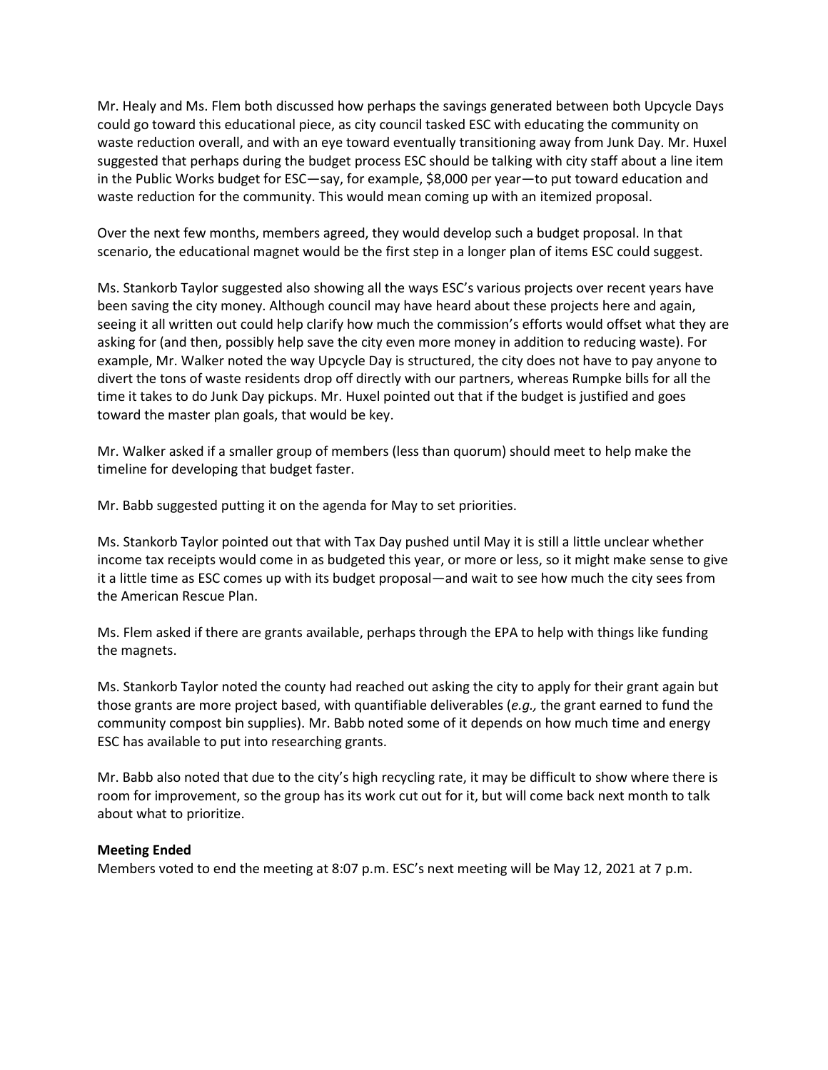Mr. Healy and Ms. Flem both discussed how perhaps the savings generated between both Upcycle Days could go toward this educational piece, as city council tasked ESC with educating the community on waste reduction overall, and with an eye toward eventually transitioning away from Junk Day. Mr. Huxel suggested that perhaps during the budget process ESC should be talking with city staff about a line item in the Public Works budget for ESC—say, for example, $8,000 per year—to put toward education and waste reduction for the community. This would mean coming up with an itemized proposal.

Over the next few months, members agreed, they would develop such a budget proposal. In that scenario, the educational magnet would be the first step in a longer plan of items ESC could suggest.

Ms. Stankorb Taylor suggested also showing all the ways ESC's various projects over recent years have been saving the city money. Although council may have heard about these projects here and again, seeing it all written out could help clarify how much the commission's efforts would offset what they are asking for (and then, possibly help save the city even more money in addition to reducing waste). For example, Mr. Walker noted the way Upcycle Day is structured, the city does not have to pay anyone to divert the tons of waste residents drop off directly with our partners, whereas Rumpke bills for all the time it takes to do Junk Day pickups. Mr. Huxel pointed out that if the budget is justified and goes toward the master plan goals, that would be key.

Mr. Walker asked if a smaller group of members (less than quorum) should meet to help make the timeline for developing that budget faster.

Mr. Babb suggested putting it on the agenda for May to set priorities.

Ms. Stankorb Taylor pointed out that with Tax Day pushed until May it is still a little unclear whether income tax receipts would come in as budgeted this year, or more or less, so it might make sense to give it a little time as ESC comes up with its budget proposal—and wait to see how much the city sees from the American Rescue Plan.

Ms. Flem asked if there are grants available, perhaps through the EPA to help with things like funding the magnets.

Ms. Stankorb Taylor noted the county had reached out asking the city to apply for their grant again but those grants are more project based, with quantifiable deliverables (*e.g.,* the grant earned to fund the community compost bin supplies). Mr. Babb noted some of it depends on how much time and energy ESC has available to put into researching grants.

Mr. Babb also noted that due to the city's high recycling rate, it may be difficult to show where there is room for improvement, so the group has its work cut out for it, but will come back next month to talk about what to prioritize.

**Meeting Ended**
Members voted to end the meeting at 8:07 p.m. ESC's next meeting will be May 12, 2021 at 7 p.m.